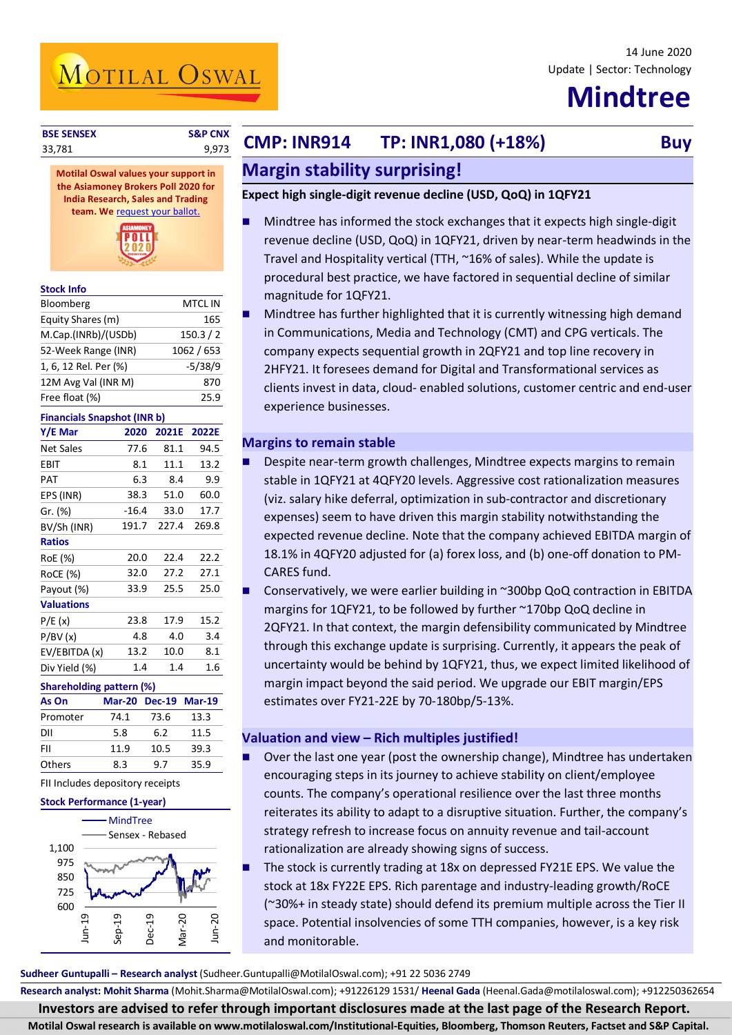14 June 2020

Update | Sector: Technology

# Mindtree

| BSE SENSEX | S&P CNX |
|---|---|
| 33,781 | 9,973 |

**Motilal Oswal values your support in the Asiamoney Brokers Poll 2020 for India Research, Sales and Trading team. We request your ballot.**

## CMP: INR914 TP: INR1,080 (+18%) Buy

## Margin stability surprising!

**Expect high single-digit revenue decline (USD, QoQ) in 1QFY21**

- Mindtree has informed the stock exchanges that it expects high single-digit revenue decline (USD, QoQ) in 1QFY21, driven by near-term headwinds in the Travel and Hospitality vertical (TTH, ~16% of sales). While the update is procedural best practice, we have factored in sequential decline of similar magnitude for 1QFY21.
- Mindtree has further highlighted that it is currently witnessing high demand in Communications, Media and Technology (CMT) and CPG verticals. The company expects sequential growth in 2QFY21 and top line recovery in 2HFY21. It foresees demand for Digital and Transformational services as clients invest in data, cloud- enabled solutions, customer centric and end-user experience businesses.

### Margins to remain stable

- Despite near-term growth challenges, Mindtree expects margins to remain stable in 1QFY21 at 4QFY20 levels. Aggressive cost rationalization measures (viz. salary hike deferral, optimization in sub-contractor and discretionary expenses) seem to have driven this margin stability notwithstanding the expected revenue decline. Note that the company achieved EBITDA margin of 18.1% in 4QFY20 adjusted for (a) forex loss, and (b) one-off donation to PM-CARES fund.
- Conservatively, we were earlier building in ~300bp QoQ contraction in EBITDA margins for 1QFY21, to be followed by further ~170bp QoQ decline in 2QFY21. In that context, the margin defensibility communicated by Mindtree through this exchange update is surprising. Currently, it appears the peak of uncertainty would be behind by 1QFY21, thus, we expect limited likelihood of margin impact beyond the said period. We upgrade our EBIT margin/EPS estimates over FY21-22E by 70-180bp/5-13%.

### Valuation and view – Rich multiples justified!

- Over the last one year (post the ownership change), Mindtree has undertaken encouraging steps in its journey to achieve stability on client/employee counts. The company's operational resilience over the last three months reiterates its ability to adapt to a disruptive situation. Further, the company's strategy refresh to increase focus on annuity revenue and tail-account rationalization are already showing signs of success.
- The stock is currently trading at 18x on depressed FY21E EPS. We value the stock at 18x FY22E EPS. Rich parentage and industry-leading growth/RoCE (~30%+ in steady state) should defend its premium multiple across the Tier II space. Potential insolvencies of some TTH companies, however, is a key risk and monitorable.

### Stock Info

| | |
|---|---|
| Bloomberg | MTCL IN |
| Equity Shares (m) | 165 |
| M.Cap.(INRb)/(USDb) | 150.3 / 2 |
| 52-Week Range (INR) | 1062 / 653 |
| 1, 6, 12 Rel. Per (%) | -5/38/9 |
| 12M Avg Val (INR M) | 870 |
| Free float (%) | 25.9 |

### Financials Snapshot (INR b)

| Y/E Mar | 2020 | 2021E | 2022E |
|---|---|---|---|
| Net Sales | 77.6 | 81.1 | 94.5 |
| EBIT | 8.1 | 11.1 | 13.2 |
| PAT | 6.3 | 8.4 | 9.9 |
| EPS (INR) | 38.3 | 51.0 | 60.0 |
| Gr. (%) | -16.4 | 33.0 | 17.7 |
| BV/Sh (INR) | 191.7 | 227.4 | 269.8 |
| **Ratios** | | | |
| RoE (%) | 20.0 | 22.4 | 22.2 |
| RoCE (%) | 32.0 | 27.2 | 27.1 |
| Payout (%) | 33.9 | 25.5 | 25.0 |
| **Valuations** | | | |
| P/E (x) | 23.8 | 17.9 | 15.2 |
| P/BV (x) | 4.8 | 4.0 | 3.4 |
| EV/EBITDA (x) | 13.2 | 10.0 | 8.1 |
| Div Yield (%) | 1.4 | 1.4 | 1.6 |

### Shareholding pattern (%)

| As On | Mar-20 | Dec-19 | Mar-19 |
|---|---|---|---|
| Promoter | 74.1 | 73.6 | 13.3 |
| DII | 5.8 | 6.2 | 11.5 |
| FII | 11.9 | 10.5 | 39.3 |
| Others | 8.3 | 9.7 | 35.9 |

FII Includes depository receipts

### Stock Performance (1-year)

Sudheer Guntupalli – Research analyst (Sudheer.Guntupalli@MotilalOswal.com); +91 22 5036 2749

Research analyst: Mohit Sharma (Mohit.Sharma@MotilalOswal.com); +91226129 1531/ Heenal Gada (Heenal.Gada@motilaloswal.com); +912250362654

**Investors are advised to refer through important disclosures made at the last page of the Research Report.**

**Motilal Oswal research is available on www.motilaloswal.com/Institutional-Equities, Bloomberg, Thomson Reuters, Factset and S&P Capital.**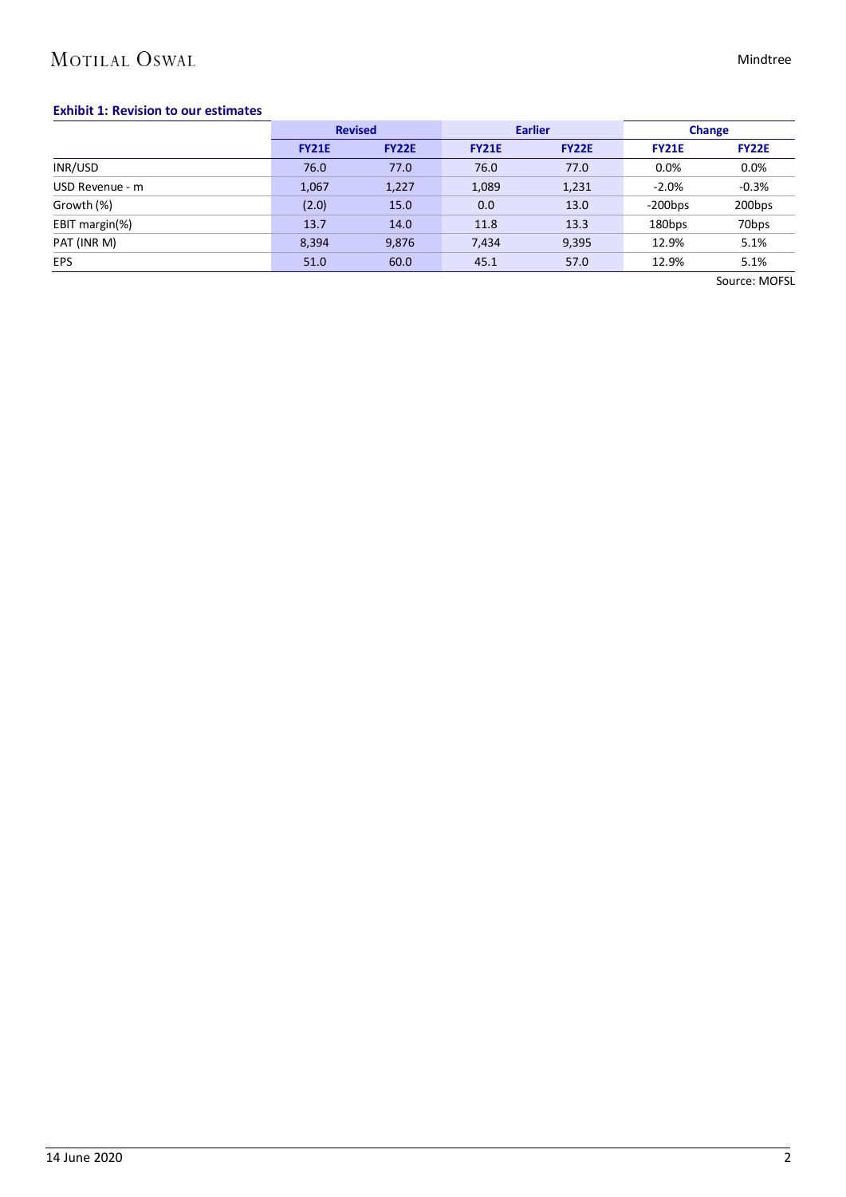**Exhibit 1: Revision to our estimates**

| | Revised | | Earlier | | Change | |
|---|---|---|---|---|---|---|
| | FY21E | FY22E | FY21E | FY22E | FY21E | FY22E |
| INR/USD | 76.0 | 77.0 | 76.0 | 77.0 | 0.0% | 0.0% |
| USD Revenue - m | 1,067 | 1,227 | 1,089 | 1,231 | -2.0% | -0.3% |
| Growth (%) | (2.0) | 15.0 | 0.0 | 13.0 | -200bps | 200bps |
| EBIT margin(%) | 13.7 | 14.0 | 11.8 | 13.3 | 180bps | 70bps |
| PAT (INR M) | 8,394 | 9,876 | 7,434 | 9,395 | 12.9% | 5.1% |
| EPS | 51.0 | 60.0 | 45.1 | 57.0 | 12.9% | 5.1% |

Source: MOFSL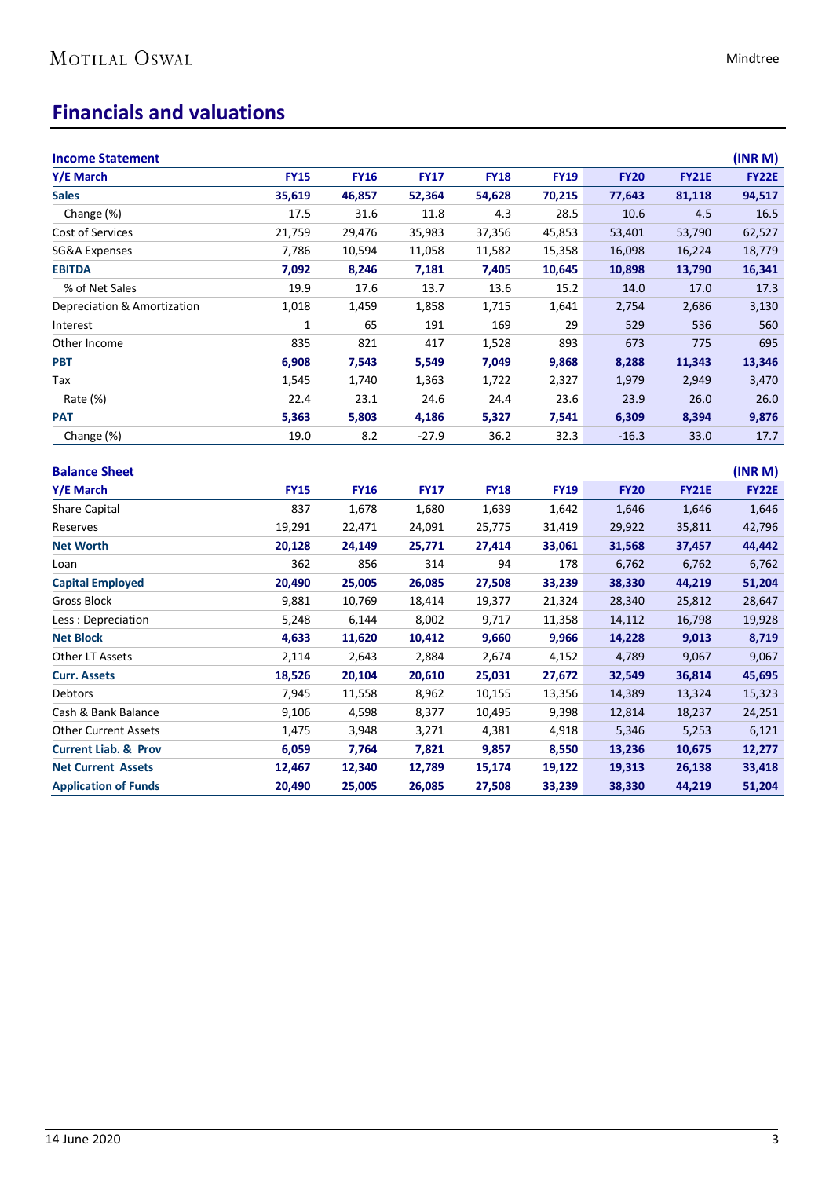## Financials and valuations

| Income Statement | | | | | | | | (INR M) |
|---|---|---|---|---|---|---|---|---|
| **Y/E March** | **FY15** | **FY16** | **FY17** | **FY18** | **FY19** | **FY20** | **FY21E** | **FY22E** |
| **Sales** | **35,619** | **46,857** | **52,364** | **54,628** | **70,215** | **77,643** | **81,118** | **94,517** |
| Change (%) | 17.5 | 31.6 | 11.8 | 4.3 | 28.5 | 10.6 | 4.5 | 16.5 |
| Cost of Services | 21,759 | 29,476 | 35,983 | 37,356 | 45,853 | 53,401 | 53,790 | 62,527 |
| SG&A Expenses | 7,786 | 10,594 | 11,058 | 11,582 | 15,358 | 16,098 | 16,224 | 18,779 |
| **EBITDA** | **7,092** | **8,246** | **7,181** | **7,405** | **10,645** | **10,898** | **13,790** | **16,341** |
| % of Net Sales | 19.9 | 17.6 | 13.7 | 13.6 | 15.2 | 14.0 | 17.0 | 17.3 |
| Depreciation & Amortization | 1,018 | 1,459 | 1,858 | 1,715 | 1,641 | 2,754 | 2,686 | 3,130 |
| Interest | 1 | 65 | 191 | 169 | 29 | 529 | 536 | 560 |
| Other Income | 835 | 821 | 417 | 1,528 | 893 | 673 | 775 | 695 |
| **PBT** | **6,908** | **7,543** | **5,549** | **7,049** | **9,868** | **8,288** | **11,343** | **13,346** |
| Tax | 1,545 | 1,740 | 1,363 | 1,722 | 2,327 | 1,979 | 2,949 | 3,470 |
| Rate (%) | 22.4 | 23.1 | 24.6 | 24.4 | 23.6 | 23.9 | 26.0 | 26.0 |
| **PAT** | **5,363** | **5,803** | **4,186** | **5,327** | **7,541** | **6,309** | **8,394** | **9,876** |
| Change (%) | 19.0 | 8.2 | -27.9 | 36.2 | 32.3 | -16.3 | 33.0 | 17.7 |

| Balance Sheet | | | | | | | | (INR M) |
|---|---|---|---|---|---|---|---|---|
| **Y/E March** | **FY15** | **FY16** | **FY17** | **FY18** | **FY19** | **FY20** | **FY21E** | **FY22E** |
| Share Capital | 837 | 1,678 | 1,680 | 1,639 | 1,642 | 1,646 | 1,646 | 1,646 |
| Reserves | 19,291 | 22,471 | 24,091 | 25,775 | 31,419 | 29,922 | 35,811 | 42,796 |
| **Net Worth** | **20,128** | **24,149** | **25,771** | **27,414** | **33,061** | **31,568** | **37,457** | **44,442** |
| Loan | 362 | 856 | 314 | 94 | 178 | 6,762 | 6,762 | 6,762 |
| **Capital Employed** | **20,490** | **25,005** | **26,085** | **27,508** | **33,239** | **38,330** | **44,219** | **51,204** |
| Gross Block | 9,881 | 10,769 | 18,414 | 19,377 | 21,324 | 28,340 | 25,812 | 28,647 |
| Less : Depreciation | 5,248 | 6,144 | 8,002 | 9,717 | 11,358 | 14,112 | 16,798 | 19,928 |
| **Net Block** | **4,633** | **11,620** | **10,412** | **9,660** | **9,966** | **14,228** | **9,013** | **8,719** |
| Other LT Assets | 2,114 | 2,643 | 2,884 | 2,674 | 4,152 | 4,789 | 9,067 | 9,067 |
| **Curr. Assets** | **18,526** | **20,104** | **20,610** | **25,031** | **27,672** | **32,549** | **36,814** | **45,695** |
| Debtors | 7,945 | 11,558 | 8,962 | 10,155 | 13,356 | 14,389 | 13,324 | 15,323 |
| Cash & Bank Balance | 9,106 | 4,598 | 8,377 | 10,495 | 9,398 | 12,814 | 18,237 | 24,251 |
| Other Current Assets | 1,475 | 3,948 | 3,271 | 4,381 | 4,918 | 5,346 | 5,253 | 6,121 |
| **Current Liab. & Prov** | **6,059** | **7,764** | **7,821** | **9,857** | **8,550** | **13,236** | **10,675** | **12,277** |
| **Net Current Assets** | **12,467** | **12,340** | **12,789** | **15,174** | **19,122** | **19,313** | **26,138** | **33,418** |
| **Application of Funds** | **20,490** | **25,005** | **26,085** | **27,508** | **33,239** | **38,330** | **44,219** | **51,204** |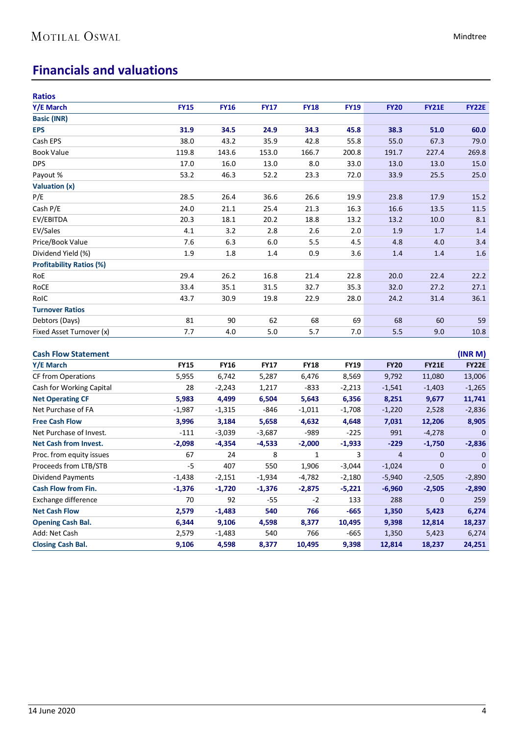## Financials and valuations

**Ratios**

| Y/E March | FY15 | FY16 | FY17 | FY18 | FY19 | FY20 | FY21E | FY22E |
|---|---|---|---|---|---|---|---|---|
| **Basic (INR)** | | | | | | | | |
| **EPS** | **31.9** | **34.5** | **24.9** | **34.3** | **45.8** | **38.3** | **51.0** | **60.0** |
| Cash EPS | 38.0 | 43.2 | 35.9 | 42.8 | 55.8 | 55.0 | 67.3 | 79.0 |
| Book Value | 119.8 | 143.6 | 153.0 | 166.7 | 200.8 | 191.7 | 227.4 | 269.8 |
| DPS | 17.0 | 16.0 | 13.0 | 8.0 | 33.0 | 13.0 | 13.0 | 15.0 |
| Payout % | 53.2 | 46.3 | 52.2 | 23.3 | 72.0 | 33.9 | 25.5 | 25.0 |
| **Valuation (x)** | | | | | | | | |
| P/E | 28.5 | 26.4 | 36.6 | 26.6 | 19.9 | 23.8 | 17.9 | 15.2 |
| Cash P/E | 24.0 | 21.1 | 25.4 | 21.3 | 16.3 | 16.6 | 13.5 | 11.5 |
| EV/EBITDA | 20.3 | 18.1 | 20.2 | 18.8 | 13.2 | 13.2 | 10.0 | 8.1 |
| EV/Sales | 4.1 | 3.2 | 2.8 | 2.6 | 2.0 | 1.9 | 1.7 | 1.4 |
| Price/Book Value | 7.6 | 6.3 | 6.0 | 5.5 | 4.5 | 4.8 | 4.0 | 3.4 |
| Dividend Yield (%) | 1.9 | 1.8 | 1.4 | 0.9 | 3.6 | 1.4 | 1.4 | 1.6 |
| **Profitability Ratios (%)** | | | | | | | | |
| RoE | 29.4 | 26.2 | 16.8 | 21.4 | 22.8 | 20.0 | 22.4 | 22.2 |
| RoCE | 33.4 | 35.1 | 31.5 | 32.7 | 35.3 | 32.0 | 27.2 | 27.1 |
| RoIC | 43.7 | 30.9 | 19.8 | 22.9 | 28.0 | 24.2 | 31.4 | 36.1 |
| **Turnover Ratios** | | | | | | | | |
| Debtors (Days) | 81 | 90 | 62 | 68 | 69 | 68 | 60 | 59 |
| Fixed Asset Turnover (x) | 7.7 | 4.0 | 5.0 | 5.7 | 7.0 | 5.5 | 9.0 | 10.8 |

**Cash Flow Statement** (INR M)

| Y/E March | FY15 | FY16 | FY17 | FY18 | FY19 | FY20 | FY21E | FY22E |
|---|---|---|---|---|---|---|---|---|
| CF from Operations | 5,955 | 6,742 | 5,287 | 6,476 | 8,569 | 9,792 | 11,080 | 13,006 |
| Cash for Working Capital | 28 | -2,243 | 1,217 | -833 | -2,213 | -1,541 | -1,403 | -1,265 |
| **Net Operating CF** | **5,983** | **4,499** | **6,504** | **5,643** | **6,356** | **8,251** | **9,677** | **11,741** |
| Net Purchase of FA | -1,987 | -1,315 | -846 | -1,011 | -1,708 | -1,220 | 2,528 | -2,836 |
| **Free Cash Flow** | **3,996** | **3,184** | **5,658** | **4,632** | **4,648** | **7,031** | **12,206** | **8,905** |
| Net Purchase of Invest. | -111 | -3,039 | -3,687 | -989 | -225 | 991 | -4,278 | 0 |
| **Net Cash from Invest.** | **-2,098** | **-4,354** | **-4,533** | **-2,000** | **-1,933** | **-229** | **-1,750** | **-2,836** |
| Proc. from equity issues | 67 | 24 | 8 | 1 | 3 | 4 | 0 | 0 |
| Proceeds from LTB/STB | -5 | 407 | 550 | 1,906 | -3,044 | -1,024 | 0 | 0 |
| Dividend Payments | -1,438 | -2,151 | -1,934 | -4,782 | -2,180 | -5,940 | -2,505 | -2,890 |
| **Cash Flow from Fin.** | **-1,376** | **-1,720** | **-1,376** | **-2,875** | **-5,221** | **-6,960** | **-2,505** | **-2,890** |
| Exchange difference | 70 | 92 | -55 | -2 | 133 | 288 | 0 | 259 |
| **Net Cash Flow** | **2,579** | **-1,483** | **540** | **766** | **-665** | **1,350** | **5,423** | **6,274** |
| **Opening Cash Bal.** | **6,344** | **9,106** | **4,598** | **8,377** | **10,495** | **9,398** | **12,814** | **18,237** |
| Add: Net Cash | 2,579 | -1,483 | 540 | 766 | -665 | 1,350 | 5,423 | 6,274 |
| **Closing Cash Bal.** | **9,106** | **4,598** | **8,377** | **10,495** | **9,398** | **12,814** | **18,237** | **24,251** |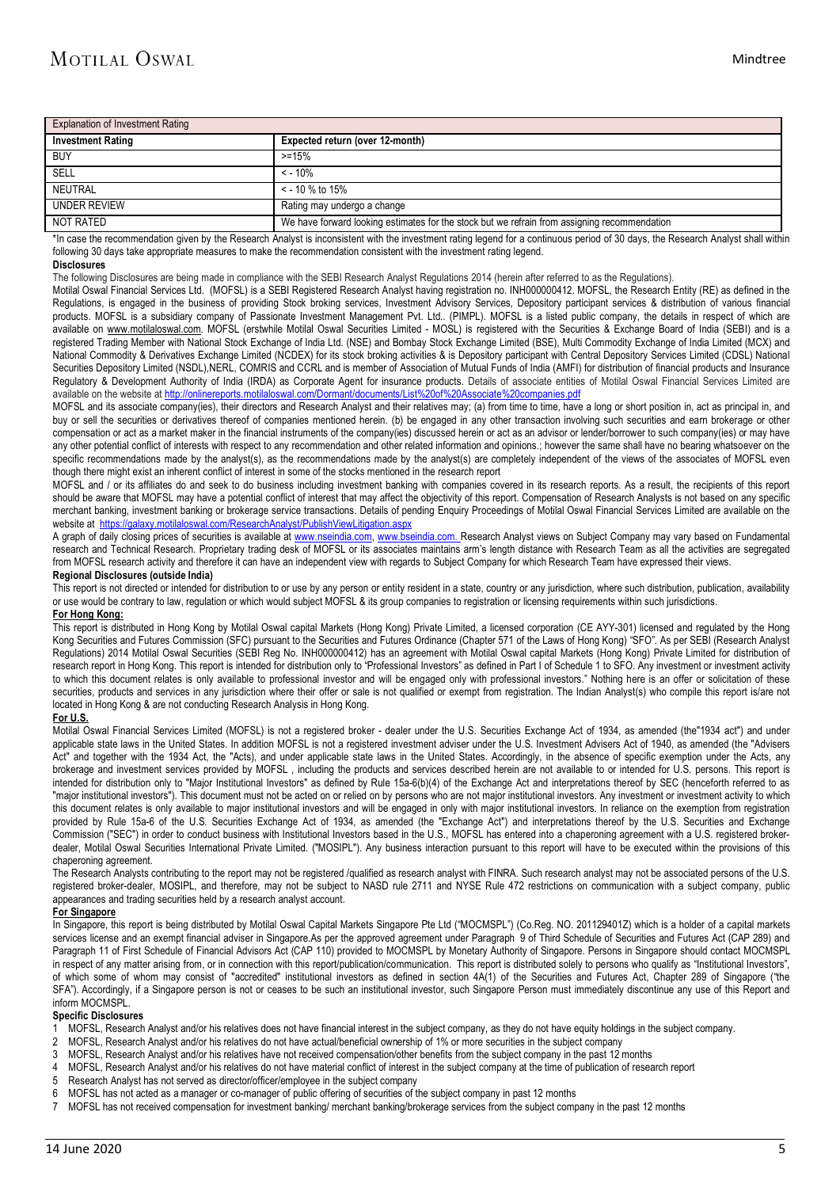| Explanation of Investment Rating | |
|---|---|
| **Investment Rating** | **Expected return (over 12-month)** |
| BUY | >=15% |
| SELL | < - 10% |
| NEUTRAL | < - 10 % to 15% |
| UNDER REVIEW | Rating may undergo a change |
| NOT RATED | We have forward looking estimates for the stock but we refrain from assigning recommendation |

*In case the recommendation given by the Research Analyst is inconsistent with the investment rating legend for a continuous period of 30 days, the Research Analyst shall within following 30 days take appropriate measures to make the recommendation consistent with the investment rating legend.

**Disclosures**

The following Disclosures are being made in compliance with the SEBI Research Analyst Regulations 2014 (herein after referred to as the Regulations).

Motilal Oswal Financial Services Ltd. (MOFSL) is a SEBI Registered Research Analyst having registration no. INH000000412. MOFSL, the Research Entity (RE) as defined in the Regulations, is engaged in the business of providing Stock broking services, Investment Advisory Services, Depository participant services & distribution of various financial products. MOFSL is a subsidiary company of Passionate Investment Management Pvt. Ltd.. (PIMPL). MOFSL is a listed public company, the details in respect of which are available on www.motilaloswal.com. MOFSL (erstwhile Motilal Oswal Securities Limited - MOSL) is registered with the Securities & Exchange Board of India (SEBI) and is a registered Trading Member with National Stock Exchange of India Ltd. (NSE) and Bombay Stock Exchange Limited (BSE), Multi Commodity Exchange of India Limited (MCX) and National Commodity & Derivatives Exchange Limited (NCDEX) for its stock broking activities & is Depository participant with Central Depository Services Limited (CDSL) National Securities Depository Limited (NSDL),NERL, COMRIS and CCRL and is member of Association of Mutual Funds of India (AMFI) for distribution of financial products and Insurance Regulatory & Development Authority of India (IRDA) as Corporate Agent for insurance products. Details of associate entities of Motilal Oswal Financial Services Limited are available on the website at http://onlinereports.motilaloswal.com/Dormant/documents/List%20of%20Associate%20companies.pdf

MOFSL and its associate company(ies), their directors and Research Analyst and their relatives may; (a) from time to time, have a long or short position in, act as principal in, and buy or sell the securities or derivatives thereof of companies mentioned herein. (b) be engaged in any other transaction involving such securities and earn brokerage or other compensation or act as a market maker in the financial instruments of the company(ies) discussed herein or act as an advisor or lender/borrower to such company(ies) or may have any other potential conflict of interests with respect to any recommendation and other related information and opinions.; however the same shall have no bearing whatsoever on the specific recommendations made by the analyst(s), as the recommendations made by the analyst(s) are completely independent of the views of the associates of MOFSL even though there might exist an inherent conflict of interest in some of the stocks mentioned in the research report

MOFSL and / or its affiliates do and seek to do business including investment banking with companies covered in its research reports. As a result, the recipients of this report should be aware that MOFSL may have a potential conflict of interest that may affect the objectivity of this report. Compensation of Research Analysts is not based on any specific merchant banking, investment banking or brokerage service transactions. Details of pending Enquiry Proceedings of Motilal Oswal Financial Services Limited are available on the website at https://galaxy.motilaloswal.com/ResearchAnalyst/PublishViewLitigation.aspx

A graph of daily closing prices of securities is available at www.nseindia.com, www.bseindia.com. Research Analyst views on Subject Company may vary based on Fundamental research and Technical Research. Proprietary trading desk of MOFSL or its associates maintains arm's length distance with Research Team as all the activities are segregated from MOFSL research activity and therefore it can have an independent view with regards to Subject Company for which Research Team have expressed their views.

**Regional Disclosures (outside India)**

This report is not directed or intended for distribution to or use by any person or entity resident in a state, country or any jurisdiction, where such distribution, publication, availability or use would be contrary to law, regulation or which would subject MOFSL & its group companies to registration or licensing requirements within such jurisdictions.

**For Hong Kong:**

This report is distributed in Hong Kong by Motilal Oswal capital Markets (Hong Kong) Private Limited, a licensed corporation (CE AYY-301) licensed and regulated by the Hong Kong Securities and Futures Commission (SFC) pursuant to the Securities and Futures Ordinance (Chapter 571 of the Laws of Hong Kong) "SFO". As per SEBI (Research Analyst Regulations) 2014 Motilal Oswal Securities (SEBI Reg No. INH000000412) has an agreement with Motilal Oswal capital Markets (Hong Kong) Private Limited for distribution of research report in Hong Kong. This report is intended for distribution only to "Professional Investors" as defined in Part I of Schedule 1 to SFO. Any investment or investment activity to which this document relates is only available to professional investor and will be engaged only with professional investors." Nothing here is an offer or solicitation of these securities, products and services in any jurisdiction where their offer or sale is not qualified or exempt from registration. The Indian Analyst(s) who compile this report is/are not located in Hong Kong & are not conducting Research Analysis in Hong Kong.

**For U.S.**

Motilal Oswal Financial Services Limited (MOFSL) is not a registered broker - dealer under the U.S. Securities Exchange Act of 1934, as amended (the"1934 act") and under applicable state laws in the United States. In addition MOFSL is not a registered investment adviser under the U.S. Investment Advisers Act of 1940, as amended (the "Advisers Act" and together with the 1934 Act, the "Acts), and under applicable state laws in the United States. Accordingly, in the absence of specific exemption under the Acts, any brokerage and investment services provided by MOFSL , including the products and services described herein are not available to or intended for U.S. persons. This report is intended for distribution only to "Major Institutional Investors" as defined by Rule 15a-6(b)(4) of the Exchange Act and interpretations thereof by SEC (henceforth referred to as "major institutional investors"). This document must not be acted on or relied on by persons who are not major institutional investors. Any investment or investment activity to which this document relates is only available to major institutional investors and will be engaged in only with major institutional investors. In reliance on the exemption from registration provided by Rule 15a-6 of the U.S. Securities Exchange Act of 1934, as amended (the "Exchange Act") and interpretations thereof by the U.S. Securities and Exchange Commission ("SEC") in order to conduct business with Institutional Investors based in the U.S., MOFSL has entered into a chaperoning agreement with a U.S. registered broker-dealer, Motilal Oswal Securities International Private Limited. ("MOSIPL"). Any business interaction pursuant to this report will have to be executed within the provisions of this chaperoning agreement.

The Research Analysts contributing to the report may not be registered /qualified as research analyst with FINRA. Such research analyst may not be associated persons of the U.S. registered broker-dealer, MOSIPL, and therefore, may not be subject to NASD rule 2711 and NYSE Rule 472 restrictions on communication with a subject company, public appearances and trading securities held by a research analyst account.

**For Singapore**

In Singapore, this report is being distributed by Motilal Oswal Capital Markets Singapore Pte Ltd ("MOCMSPL") (Co.Reg. NO. 201129401Z) which is a holder of a capital markets services license and an exempt financial adviser in Singapore.As per the approved agreement under Paragraph 9 of Third Schedule of Securities and Futures Act (CAP 289) and Paragraph 11 of First Schedule of Financial Advisors Act (CAP 110) provided to MOCMSPL by Monetary Authority of Singapore. Persons in Singapore should contact MOCMSPL in respect of any matter arising from, or in connection with this report/publication/communication. This report is distributed solely to persons who qualify as "Institutional Investors", of which some of whom may consist of "accredited" institutional investors as defined in section 4A(1) of the Securities and Futures Act, Chapter 289 of Singapore ("the SFA"). Accordingly, if a Singapore person is not or ceases to be such an institutional investor, such Singapore Person must immediately discontinue any use of this Report and inform MOCMSPL.

**Specific Disclosures**

1. MOFSL, Research Analyst and/or his relatives does not have financial interest in the subject company, as they do not have equity holdings in the subject company.
2. MOFSL, Research Analyst and/or his relatives do not have actual/beneficial ownership of 1% or more securities in the subject company
3. MOFSL, Research Analyst and/or his relatives have not received compensation/other benefits from the subject company in the past 12 months
4. MOFSL, Research Analyst and/or his relatives do not have material conflict of interest in the subject company at the time of publication of research report
5. Research Analyst has not served as director/officer/employee in the subject company
6. MOFSL has not acted as a manager or co-manager of public offering of securities of the subject company in past 12 months
7. MOFSL has not received compensation for investment banking/ merchant banking/brokerage services from the subject company in the past 12 months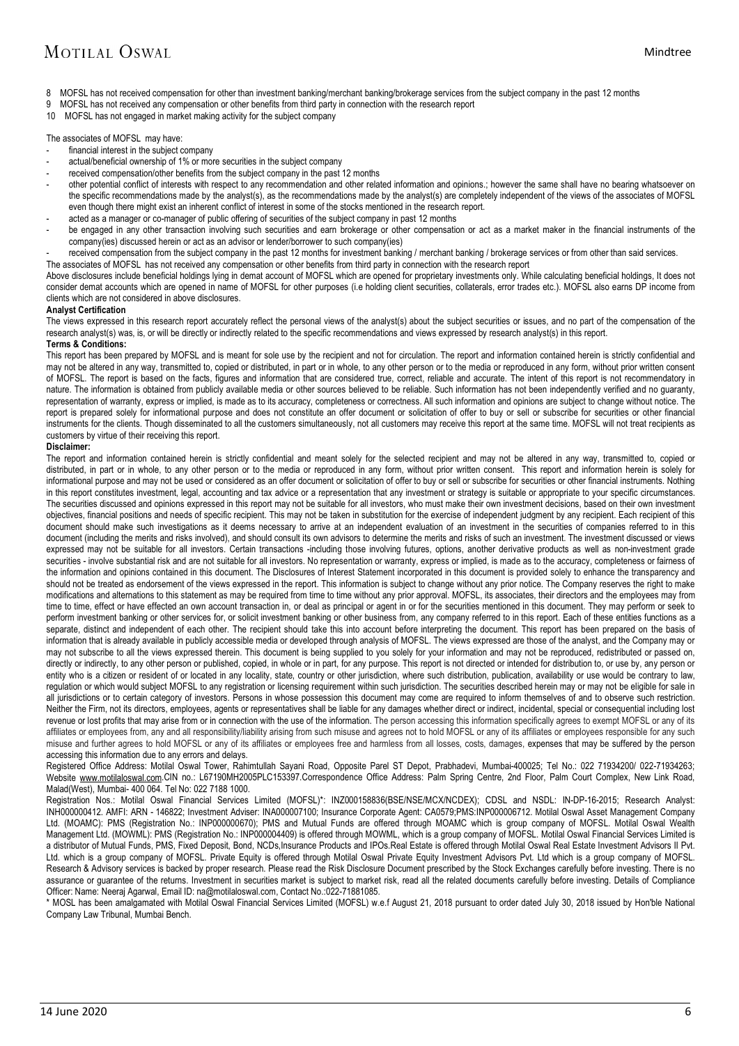8 MOFSL has not received compensation for other than investment banking/merchant banking/brokerage services from the subject company in the past 12 months
9 MOFSL has not received any compensation or other benefits from third party in connection with the research report
10 MOFSL has not engaged in market making activity for the subject company

The associates of MOFSL may have:

- financial interest in the subject company
- actual/beneficial ownership of 1% or more securities in the subject company
- received compensation/other benefits from the subject company in the past 12 months
- other potential conflict of interests with respect to any recommendation and other related information and opinions.; however the same shall have no bearing whatsoever on the specific recommendations made by the analyst(s), as the recommendations made by the analyst(s) are completely independent of the views of the associates of MOFSL even though there might exist an inherent conflict of interest in some of the stocks mentioned in the research report.
- acted as a manager or co-manager of public offering of securities of the subject company in past 12 months
- be engaged in any other transaction involving such securities and earn brokerage or other compensation or act as a market maker in the financial instruments of the company(ies) discussed herein or act as an advisor or lender/borrower to such company(ies)
- received compensation from the subject company in the past 12 months for investment banking / merchant banking / brokerage services or from other than said services.

The associates of MOFSL has not received any compensation or other benefits from third party in connection with the research report

Above disclosures include beneficial holdings lying in demat account of MOFSL which are opened for proprietary investments only. While calculating beneficial holdings, It does not consider demat accounts which are opened in name of MOFSL for other purposes (i.e holding client securities, collaterals, error trades etc.). MOFSL also earns DP income from clients which are not considered in above disclosures.

**Analyst Certification**

The views expressed in this research report accurately reflect the personal views of the analyst(s) about the subject securities or issues, and no part of the compensation of the research analyst(s) was, is, or will be directly or indirectly related to the specific recommendations and views expressed by research analyst(s) in this report.

**Terms & Conditions:**

This report has been prepared by MOFSL and is meant for sole use by the recipient and not for circulation. The report and information contained herein is strictly confidential and may not be altered in any way, transmitted to, copied or distributed, in part or in whole, to any other person or to the media or reproduced in any form, without prior written consent of MOFSL. The report is based on the facts, figures and information that are considered true, correct, reliable and accurate. The intent of this report is not recommendatory in nature. The information is obtained from publicly available media or other sources believed to be reliable. Such information has not been independently verified and no guaranty, representation of warranty, express or implied, is made as to its accuracy, completeness or correctness. All such information and opinions are subject to change without notice. The report is prepared solely for informational purpose and does not constitute an offer document or solicitation of offer to buy or sell or subscribe for securities or other financial instruments for the clients. Though disseminated to all the customers simultaneously, not all customers may receive this report at the same time. MOFSL will not treat recipients as customers by virtue of their receiving this report.

**Disclaimer:**

The report and information contained herein is strictly confidential and meant solely for the selected recipient and may not be altered in any way, transmitted to, copied or distributed, in part or in whole, to any other person or to the media or reproduced in any form, without prior written consent. This report and information herein is solely for informational purpose and may not be used or considered as an offer document or solicitation of offer to buy or sell or subscribe for securities or other financial instruments. Nothing in this report constitutes investment, legal, accounting and tax advice or a representation that any investment or strategy is suitable or appropriate to your specific circumstances. The securities discussed and opinions expressed in this report may not be suitable for all investors, who must make their own investment decisions, based on their own investment objectives, financial positions and needs of specific recipient. This may not be taken in substitution for the exercise of independent judgment by any recipient. Each recipient of this document should make such investigations as it deems necessary to arrive at an independent evaluation of an investment in the securities of companies referred to in this document (including the merits and risks involved), and should consult its own advisors to determine the merits and risks of such an investment. The investment discussed or views expressed may not be suitable for all investors. Certain transactions -including those involving futures, options, another derivative products as well as non-investment grade securities - involve substantial risk and are not suitable for all investors. No representation or warranty, express or implied, is made as to the accuracy, completeness or fairness of the information and opinions contained in this document. The Disclosures of Interest Statement incorporated in this document is provided solely to enhance the transparency and should not be treated as endorsement of the views expressed in the report. This information is subject to change without any prior notice. The Company reserves the right to make modifications and alternations to this statement as may be required from time to time without any prior approval. MOFSL, its associates, their directors and the employees may from time to time, effect or have effected an own account transaction in, or deal as principal or agent in or for the securities mentioned in this document. They may perform or seek to perform investment banking or other services for, or solicit investment banking or other business from, any company referred to in this report. Each of these entities functions as a separate, distinct and independent of each other. The recipient should take this into account before interpreting the document. This report has been prepared on the basis of information that is already available in publicly accessible media or developed through analysis of MOFSL. The views expressed are those of the analyst, and the Company may or may not subscribe to all the views expressed therein. This document is being supplied to you solely for your information and may not be reproduced, redistributed or passed on, directly or indirectly, to any other person or published, copied, in whole or in part, for any purpose. This report is not directed or intended for distribution to, or use by, any person or entity who is a citizen or resident of or located in any locality, state, country or other jurisdiction, where such distribution, publication, availability or use would be contrary to law, regulation or which would subject MOFSL to any registration or licensing requirement within such jurisdiction. The securities described herein may or may not be eligible for sale in all jurisdictions or to certain category of investors. Persons in whose possession this document may come are required to inform themselves of and to observe such restriction. Neither the Firm, not its directors, employees, agents or representatives shall be liable for any damages whether direct or indirect, incidental, special or consequential including lost revenue or lost profits that may arise from or in connection with the use of the information. The person accessing this information specifically agrees to exempt MOFSL or any of its affiliates or employees from, any and all responsibility/liability arising from such misuse and agrees not to hold MOFSL or any of its affiliates or employees responsible for any such misuse and further agrees to hold MOFSL or any of its affiliates or employees free and harmless from all losses, costs, damages, expenses that may be suffered by the person accessing this information due to any errors and delays.

Registered Office Address: Motilal Oswal Tower, Rahimtullah Sayani Road, Opposite Parel ST Depot, Prabhadevi, Mumbai-400025; Tel No.: 022 71934200/ 022-71934263; Website www.motilaloswal.com.CIN no.: L67190MH2005PLC153397.Correspondence Office Address: Palm Spring Centre, 2nd Floor, Palm Court Complex, New Link Road, Malad(West), Mumbai- 400 064. Tel No: 022 7188 1000.

Registration Nos.: Motilal Oswal Financial Services Limited (MOFSL)*: INZ000158836(BSE/NSE/MCX/NCDEX); CDSL and NSDL: IN-DP-16-2015; Research Analyst: INH000000412. AMFI: ARN - 146822; Investment Adviser: INA000007100; Insurance Corporate Agent: CA0579;PMS:INP000006712. Motilal Oswal Asset Management Company Ltd. (MOAMC): PMS (Registration No.: INP000000670); PMS and Mutual Funds are offered through MOAMC which is group company of MOFSL. Motilal Oswal Wealth Management Ltd. (MOWML): PMS (Registration No.: INP000004409) is offered through MOWML, which is a group company of MOFSL. Motilal Oswal Financial Services Limited is a distributor of Mutual Funds, PMS, Fixed Deposit, Bond, NCDs,Insurance Products and IPOs.Real Estate is offered through Motilal Oswal Real Estate Investment Advisors II Pvt. Ltd. which is a group company of MOFSL. Private Equity is offered through Motilal Oswal Private Equity Investment Advisors Pvt. Ltd which is a group company of MOFSL. Research & Advisory services is backed by proper research. Please read the Risk Disclosure Document prescribed by the Stock Exchanges carefully before investing. There is no assurance or guarantee of the returns. Investment in securities market is subject to market risk, read all the related documents carefully before investing. Details of Compliance Officer: Name: Neeraj Agarwal, Email ID: na@motilaloswal.com, Contact No.:022-71881085.

* MOSL has been amalgamated with Motilal Oswal Financial Services Limited (MOFSL) w.e.f August 21, 2018 pursuant to order dated July 30, 2018 issued by Hon'ble National Company Law Tribunal, Mumbai Bench.